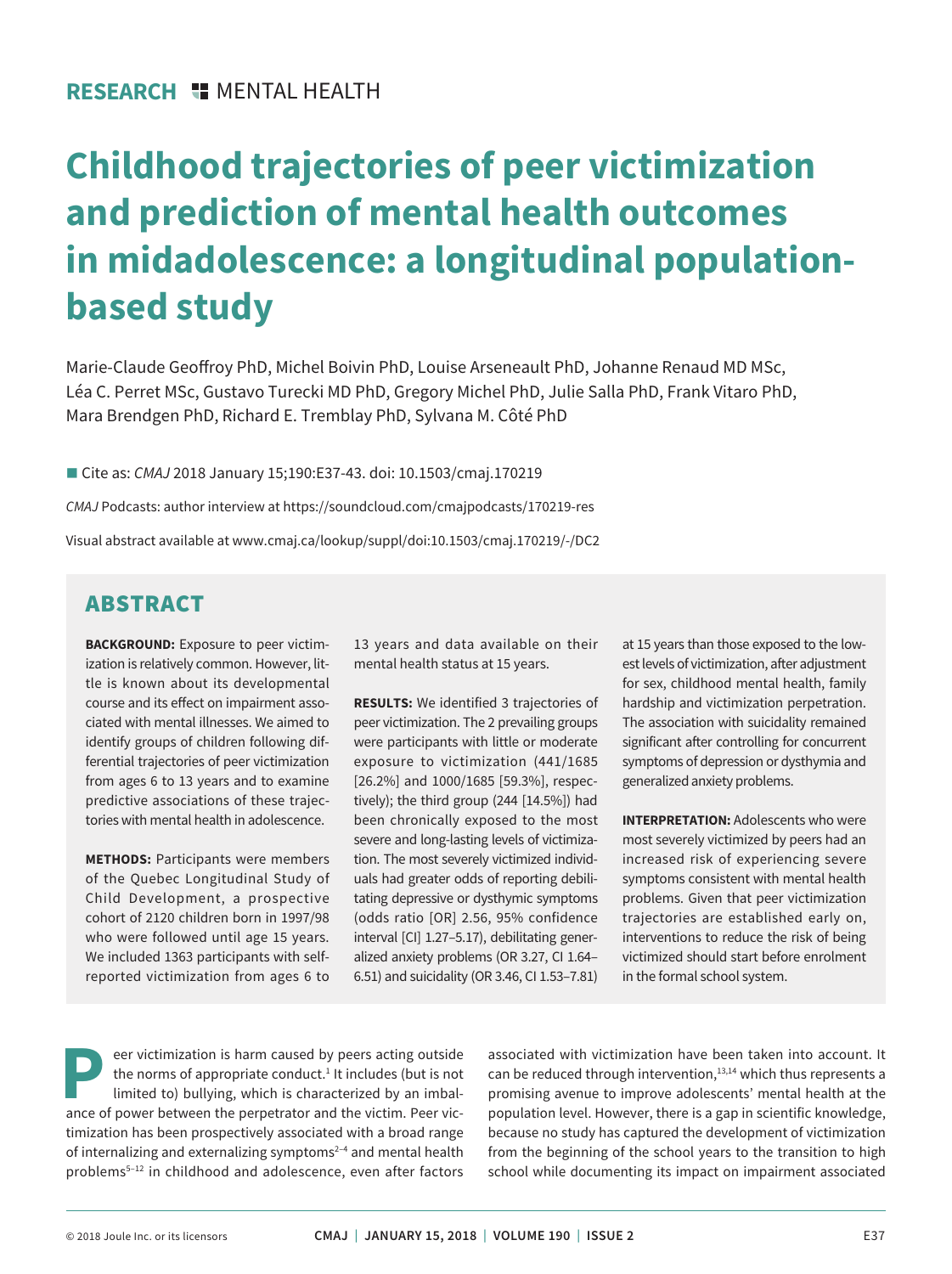RESEARCH MENTAL HEALTH

# Childhood trajectories of peer victimization and prediction of mental health outcomes in midadolescence: a longitudinal population-based study

Marie-Claude Geoffroy PhD, Michel Boivin PhD, Louise Arseneault PhD, Johanne Renaud MD MSc, Léa C. Perret MSc, Gustavo Turecki MD PhD, Gregory Michel PhD, Julie Salla PhD, Frank Vitaro PhD, Mara Brendgen PhD, Richard E. Tremblay PhD, Sylvana M. Côté PhD

■ Cite as: *CMAJ* 2018 January 15;190:E37-43. doi: 10.1503/cmaj.170219

*CMAJ* Podcasts: author interview at https://soundcloud.com/cmajpodcasts/170219-res

Visual abstract available at www.cmaj.ca/lookup/suppl/doi:10.1503/cmaj.170219/-/DC2

## ABSTRACT

**BACKGROUND:** Exposure to peer victimization is relatively common. However, little is known about its developmental course and its effect on impairment associated with mental illnesses. We aimed to identify groups of children following differential trajectories of peer victimization from ages 6 to 13 years and to examine predictive associations of these trajectories with mental health in adolescence.

**METHODS:** Participants were members of the Quebec Longitudinal Study of Child Development, a prospective cohort of 2120 children born in 1997/98 who were followed until age 15 years. We included 1363 participants with self-reported victimization from ages 6 to 13 years and data available on their mental health status at 15 years.

**RESULTS:** We identified 3 trajectories of peer victimization. The 2 prevailing groups were participants with little or moderate exposure to victimization (441/1685 [26.2%] and 1000/1685 [59.3%], respectively); the third group (244 [14.5%]) had been chronically exposed to the most severe and long-lasting levels of victimization. The most severely victimized individuals had greater odds of reporting debilitating depressive or dysthymic symptoms (odds ratio [OR] 2.56, 95% confidence interval [CI] 1.27–5.17), debilitating generalized anxiety problems (OR 3.27, CI 1.64–6.51) and suicidality (OR 3.46, CI 1.53–7.81) at 15 years than those exposed to the lowest levels of victimization, after adjustment for sex, childhood mental health, family hardship and victimization perpetration. The association with suicidality remained significant after controlling for concurrent symptoms of depression or dysthymia and generalized anxiety problems.

**INTERPRETATION:** Adolescents who were most severely victimized by peers had an increased risk of experiencing severe symptoms consistent with mental health problems. Given that peer victimization trajectories are established early on, interventions to reduce the risk of being victimized should start before enrolment in the formal school system.

Peer victimization is harm caused by peers acting outside the norms of appropriate conduct.[1] It includes (but is not limited to) bullying, which is characterized by an imbalance of power between the perpetrator and the victim. Peer victimization has been prospectively associated with a broad range of internalizing and externalizing symptoms[2–4] and mental health problems[5–12] in childhood and adolescence, even after factors associated with victimization have been taken into account. It can be reduced through intervention,[13,14] which thus represents a promising avenue to improve adolescents' mental health at the population level. However, there is a gap in scientific knowledge, because no study has captured the development of victimization from the beginning of the school years to the transition to high school while documenting its impact on impairment associated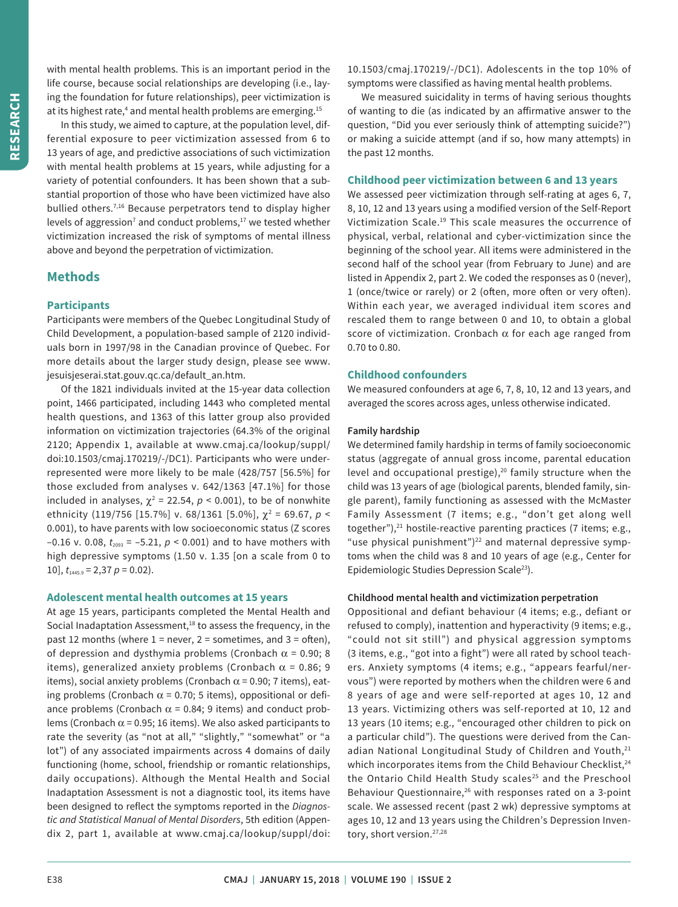with mental health problems. This is an important period in the life course, because social relationships are developing (i.e., laying the foundation for future relationships), peer victimization is at its highest rate,[4] and mental health problems are emerging.[15]

In this study, we aimed to capture, at the population level, differential exposure to peer victimization assessed from 6 to 13 years of age, and predictive associations of such victimization with mental health problems at 15 years, while adjusting for a variety of potential confounders. It has been shown that a substantial proportion of those who have been victimized have also bullied others.[7,16] Because perpetrators tend to display higher levels of aggression[7] and conduct problems,[17] we tested whether victimization increased the risk of symptoms of mental illness above and beyond the perpetration of victimization.

## Methods

### Participants

Participants were members of the Quebec Longitudinal Study of Child Development, a population-based sample of 2120 individuals born in 1997/98 in the Canadian province of Quebec. For more details about the larger study design, please see www.jesuisjeserai.stat.gouv.qc.ca/default_an.htm.

Of the 1821 individuals invited at the 15-year data collection point, 1466 participated, including 1443 who completed mental health questions, and 1363 of this latter group also provided information on victimization trajectories (64.3% of the original 2120; Appendix 1, available at www.cmaj.ca/lookup/suppl/doi:10.1503/cmaj.170219/-/DC1). Participants who were underrepresented were more likely to be male (428/757 [56.5%] for those excluded from analyses v. 642/1363 [47.1%] for those included in analyses, $\chi^2$ = 22.54, $p < 0.001$), to be of nonwhite ethnicity (119/756 [15.7%] v. 68/1361 [5.0%], $\chi^2$ = 69.67, $p < 0.001$), to have parents with low socioeconomic status (Z scores −0.16 v. 0.08, $t_{2093}$ = −5.21, $p < 0.001$) and to have mothers with high depressive symptoms (1.50 v. 1.35 [on a scale from 0 to 10], $t_{1445.9}$ = 2,37 $p$ = 0.02).

### Adolescent mental health outcomes at 15 years

At age 15 years, participants completed the Mental Health and Social Inadaptation Assessment,[18] to assess the frequency, in the past 12 months (where 1 = never, 2 = sometimes, and 3 = often), of depression and dysthymia problems (Cronbach $\alpha$ = 0.90; 8 items), generalized anxiety problems (Cronbach $\alpha$ = 0.86; 9 items), social anxiety problems (Cronbach $\alpha$ = 0.90; 7 items), eating problems (Cronbach $\alpha$ = 0.70; 5 items), oppositional or defiance problems (Cronbach $\alpha$ = 0.84; 9 items) and conduct problems (Cronbach $\alpha$ = 0.95; 16 items). We also asked participants to rate the severity (as "not at all," "slightly," "somewhat" or "a lot") of any associated impairments across 4 domains of daily functioning (home, school, friendship or romantic relationships, daily occupations). Although the Mental Health and Social Inadaptation Assessment is not a diagnostic tool, its items have been designed to reflect the symptoms reported in the *Diagnostic and Statistical Manual of Mental Disorders*, 5th edition (Appendix 2, part 1, available at www.cmaj.ca/lookup/suppl/doi:10.1503/cmaj.170219/-/DC1). Adolescents in the top 10% of symptoms were classified as having mental health problems.

We measured suicidality in terms of having serious thoughts of wanting to die (as indicated by an affirmative answer to the question, "Did you ever seriously think of attempting suicide?") or making a suicide attempt (and if so, how many attempts) in the past 12 months.

### Childhood peer victimization between 6 and 13 years

We assessed peer victimization through self-rating at ages 6, 7, 8, 10, 12 and 13 years using a modified version of the Self-Report Victimization Scale.[19] This scale measures the occurrence of physical, verbal, relational and cyber-victimization since the beginning of the school year. All items were administered in the second half of the school year (from February to June) and are listed in Appendix 2, part 2. We coded the responses as 0 (never), 1 (once/twice or rarely) or 2 (often, more often or very often). Within each year, we averaged individual item scores and rescaled them to range between 0 and 10, to obtain a global score of victimization. Cronbach $\alpha$ for each age ranged from 0.70 to 0.80.

### Childhood confounders

We measured confounders at age 6, 7, 8, 10, 12 and 13 years, and averaged the scores across ages, unless otherwise indicated.

#### Family hardship

We determined family hardship in terms of family socioeconomic status (aggregate of annual gross income, parental education level and occupational prestige),[20] family structure when the child was 13 years of age (biological parents, blended family, single parent), family functioning as assessed with the McMaster Family Assessment (7 items; e.g., "don't get along well together"),[21] hostile-reactive parenting practices (7 items; e.g., "use physical punishment")[22] and maternal depressive symptoms when the child was 8 and 10 years of age (e.g., Center for Epidemiologic Studies Depression Scale[23]).

#### Childhood mental health and victimization perpetration

Oppositional and defiant behaviour (4 items; e.g., defiant or refused to comply), inattention and hyperactivity (9 items; e.g., "could not sit still") and physical aggression symptoms (3 items, e.g., "got into a fight") were all rated by school teachers. Anxiety symptoms (4 items; e.g., "appears fearful/nervous") were reported by mothers when the children were 6 and 8 years of age and were self-reported at ages 10, 12 and 13 years. Victimizing others was self-reported at 10, 12 and 13 years (10 items; e.g., "encouraged other children to pick on a particular child"). The questions were derived from the Canadian National Longitudinal Study of Children and Youth,[21] which incorporates items from the Child Behaviour Checklist,[24] the Ontario Child Health Study scales[25] and the Preschool Behaviour Questionnaire,[26] with responses rated on a 3-point scale. We assessed recent (past 2 wk) depressive symptoms at ages 10, 12 and 13 years using the Children's Depression Inventory, short version.[27,28]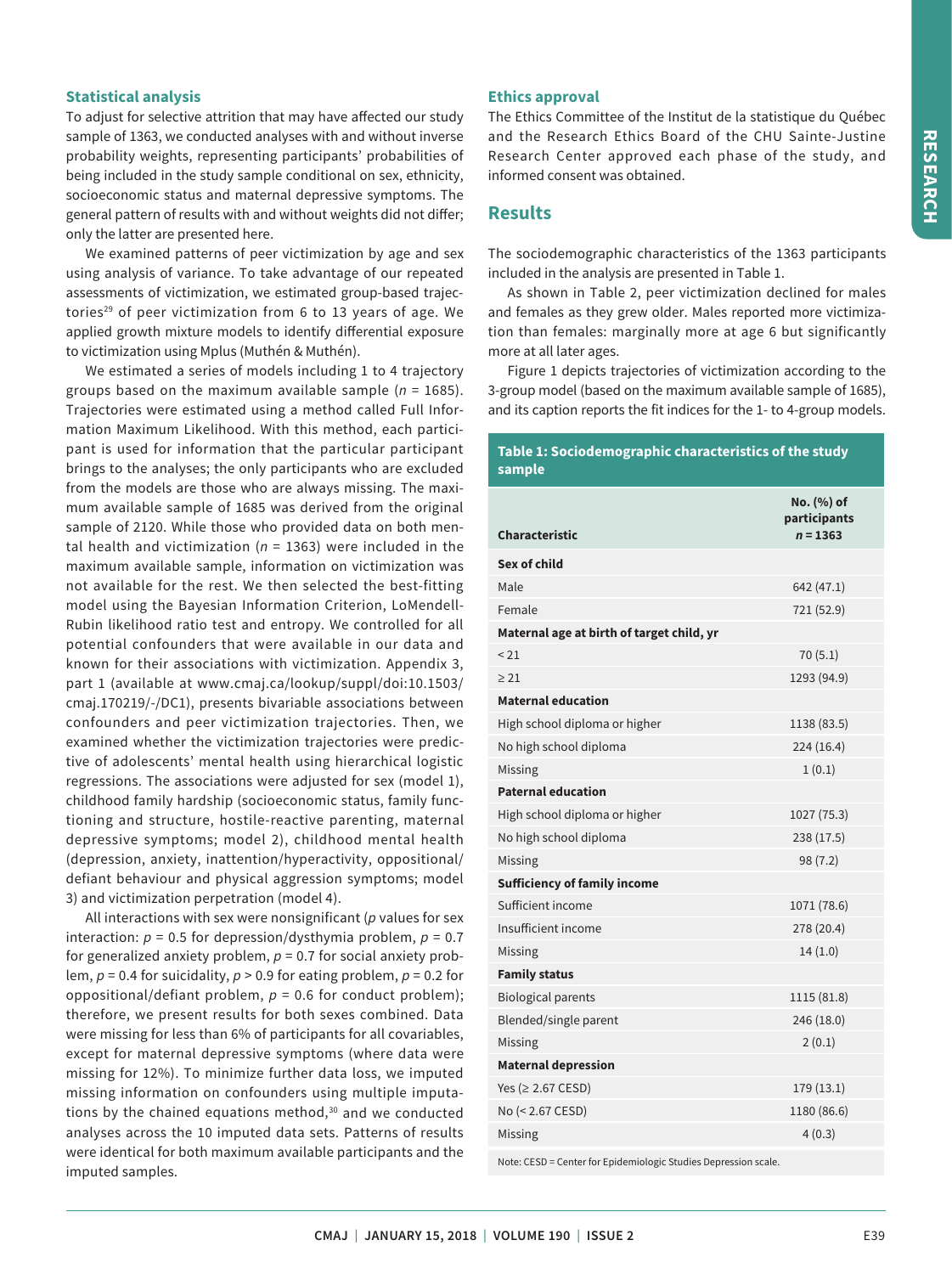### Statistical analysis

To adjust for selective attrition that may have affected our study sample of 1363, we conducted analyses with and without inverse probability weights, representing participants' probabilities of being included in the study sample conditional on sex, ethnicity, socioeconomic status and maternal depressive symptoms. The general pattern of results with and without weights did not differ; only the latter are presented here.

We examined patterns of peer victimization by age and sex using analysis of variance. To take advantage of our repeated assessments of victimization, we estimated group-based trajectories[29] of peer victimization from 6 to 13 years of age. We applied growth mixture models to identify differential exposure to victimization using Mplus (Muthén & Muthén).

We estimated a series of models including 1 to 4 trajectory groups based on the maximum available sample ($n$ = 1685). Trajectories were estimated using a method called Full Information Maximum Likelihood. With this method, each participant is used for information that the particular participant brings to the analyses; the only participants who are excluded from the models are those who are always missing. The maximum available sample of 1685 was derived from the original sample of 2120. While those who provided data on both mental health and victimization ($n$ = 1363) were included in the maximum available sample, information on victimization was not available for the rest. We then selected the best-fitting model using the Bayesian Information Criterion, LoMendell-Rubin likelihood ratio test and entropy. We controlled for all potential confounders that were available in our data and known for their associations with victimization. Appendix 3, part 1 (available at www.cmaj.ca/lookup/suppl/doi:10.1503/cmaj.170219/-/DC1), presents bivariable associations between confounders and peer victimization trajectories. Then, we examined whether the victimization trajectories were predictive of adolescents' mental health using hierarchical logistic regressions. The associations were adjusted for sex (model 1), childhood family hardship (socioeconomic status, family functioning and structure, hostile-reactive parenting, maternal depressive symptoms; model 2), childhood mental health (depression, anxiety, inattention/hyperactivity, oppositional/defiant behaviour and physical aggression symptoms; model 3) and victimization perpetration (model 4).

All interactions with sex were nonsignificant ($p$ values for sex interaction: $p$ = 0.5 for depression/dysthymia problem, $p$ = 0.7 for generalized anxiety problem, $p$ = 0.7 for social anxiety problem, $p$ = 0.4 for suicidality, $p$ > 0.9 for eating problem, $p$ = 0.2 for oppositional/defiant problem, $p$ = 0.6 for conduct problem); therefore, we present results for both sexes combined. Data were missing for less than 6% of participants for all covariables, except for maternal depressive symptoms (where data were missing for 12%). To minimize further data loss, we imputed missing information on confounders using multiple imputations by the chained equations method,[30] and we conducted analyses across the 10 imputed data sets. Patterns of results were identical for both maximum available participants and the imputed samples.

### Ethics approval

The Ethics Committee of the Institut de la statistique du Québec and the Research Ethics Board of the CHU Sainte-Justine Research Center approved each phase of the study, and informed consent was obtained.

## Results

The sociodemographic characteristics of the 1363 participants included in the analysis are presented in Table 1.

As shown in Table 2, peer victimization declined for males and females as they grew older. Males reported more victimization than females: marginally more at age 6 but significantly more at all later ages.

Figure 1 depicts trajectories of victimization according to the 3-group model (based on the maximum available sample of 1685), and its caption reports the fit indices for the 1- to 4-group models.

**Table 1: Sociodemographic characteristics of the study sample**

| Characteristic | No. (%) of participants $n$ = 1363 |
|---|---|
| **Sex of child** | |
| Male | 642 (47.1) |
| Female | 721 (52.9) |
| **Maternal age at birth of target child, yr** | |
| < 21 | 70 (5.1) |
| ≥ 21 | 1293 (94.9) |
| **Maternal education** | |
| High school diploma or higher | 1138 (83.5) |
| No high school diploma | 224 (16.4) |
| Missing | 1 (0.1) |
| **Paternal education** | |
| High school diploma or higher | 1027 (75.3) |
| No high school diploma | 238 (17.5) |
| Missing | 98 (7.2) |
| **Sufficiency of family income** | |
| Sufficient income | 1071 (78.6) |
| Insufficient income | 278 (20.4) |
| Missing | 14 (1.0) |
| **Family status** | |
| Biological parents | 1115 (81.8) |
| Blended/single parent | 246 (18.0) |
| Missing | 2 (0.1) |
| **Maternal depression** | |
| Yes (≥ 2.67 CESD) | 179 (13.1) |
| No (< 2.67 CESD) | 1180 (86.6) |
| Missing | 4 (0.3) |

Note: CESD = Center for Epidemiologic Studies Depression scale.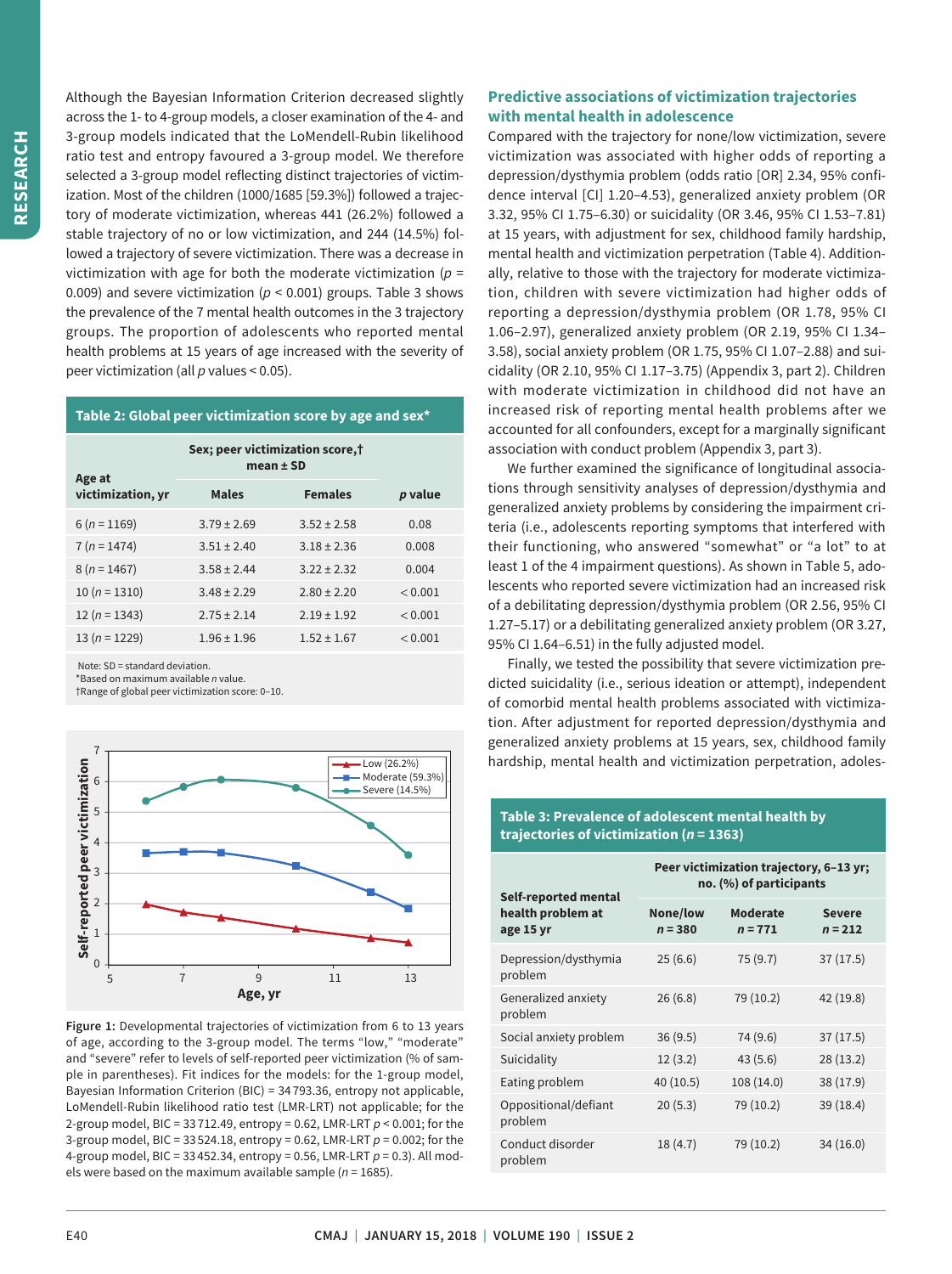Although the Bayesian Information Criterion decreased slightly across the 1- to 4-group models, a closer examination of the 4- and 3-group models indicated that the LoMendell-Rubin likelihood ratio test and entropy favoured a 3-group model. We therefore selected a 3-group model reflecting distinct trajectories of victimization. Most of the children (1000/1685 [59.3%]) followed a trajectory of moderate victimization, whereas 441 (26.2%) followed a stable trajectory of no or low victimization, and 244 (14.5%) followed a trajectory of severe victimization. There was a decrease in victimization with age for both the moderate victimization ($p$ = 0.009) and severe victimization ($p$ < 0.001) groups. Table 3 shows the prevalence of the 7 mental health outcomes in the 3 trajectory groups. The proportion of adolescents who reported mental health problems at 15 years of age increased with the severity of peer victimization (all $p$ values < 0.05).

**Table 2: Global peer victimization score by age and sex***

| Age at victimization, yr | Sex; peer victimization score,† mean ± SD | | |
|---|---|---|---|
| | Males | Females | *p* value |
| 6 (*n* = 1169) | 3.79 ± 2.69 | 3.52 ± 2.58 | 0.08 |
| 7 (*n* = 1474) | 3.51 ± 2.40 | 3.18 ± 2.36 | 0.008 |
| 8 (*n* = 1467) | 3.58 ± 2.44 | 3.22 ± 2.32 | 0.004 |
| 10 (*n* = 1310) | 3.48 ± 2.29 | 2.80 ± 2.20 | < 0.001 |
| 12 (*n* = 1343) | 2.75 ± 2.14 | 2.19 ± 1.92 | < 0.001 |
| 13 (*n* = 1229) | 1.96 ± 1.96 | 1.52 ± 1.67 | < 0.001 |

Note: SD = standard deviation.
*Based on maximum available *n* value.
†Range of global peer victimization score: 0–10.

**Figure 1:** Developmental trajectories of victimization from 6 to 13 years of age, according to the 3-group model. The terms "low," "moderate" and "severe" refer to levels of self-reported peer victimization (% of sample in parentheses). Fit indices for the models: for the 1-group model, Bayesian Information Criterion (BIC) = 34 793.36, entropy not applicable, LoMendell-Rubin likelihood ratio test (LMR-LRT) not applicable; for the 2-group model, BIC = 33 712.49, entropy = 0.62, LMR-LRT $p$ < 0.001; for the 3-group model, BIC = 33 524.18, entropy = 0.62, LMR-LRT $p$ = 0.002; for the 4-group model, BIC = 33 452.34, entropy = 0.56, LMR-LRT $p$ = 0.3). All models were based on the maximum available sample ($n$ = 1685).

## Predictive associations of victimization trajectories with mental health in adolescence

Compared with the trajectory for none/low victimization, severe victimization was associated with higher odds of reporting a depression/dysthymia problem (odds ratio [OR] 2.34, 95% confidence interval [CI] 1.20–4.53), generalized anxiety problem (OR 3.32, 95% CI 1.75–6.30) or suicidality (OR 3.46, 95% CI 1.53–7.81) at 15 years, with adjustment for sex, childhood family hardship, mental health and victimization perpetration (Table 4). Additionally, relative to those with the trajectory for moderate victimization, children with severe victimization had higher odds of reporting a depression/dysthymia problem (OR 1.78, 95% CI 1.06–2.97), generalized anxiety problem (OR 2.19, 95% CI 1.34–3.58), social anxiety problem (OR 1.75, 95% CI 1.07–2.88) and suicidality (OR 2.10, 95% CI 1.17–3.75) (Appendix 3, part 2). Children with moderate victimization in childhood did not have an increased risk of reporting mental health problems after we accounted for all confounders, except for a marginally significant association with conduct problem (Appendix 3, part 3).

We further examined the significance of longitudinal associations through sensitivity analyses of depression/dysthymia and generalized anxiety problems by considering the impairment criteria (i.e., adolescents reporting symptoms that interfered with their functioning, who answered "somewhat" or "a lot" to at least 1 of the 4 impairment questions). As shown in Table 5, adolescents who reported severe victimization had an increased risk of a debilitating depression/dysthymia problem (OR 2.56, 95% CI 1.27–5.17) or a debilitating generalized anxiety problem (OR 3.27, 95% CI 1.64–6.51) in the fully adjusted model.

Finally, we tested the possibility that severe victimization predicted suicidality (i.e., serious ideation or attempt), independent of comorbid mental health problems associated with victimization. After adjustment for reported depression/dysthymia and generalized anxiety problems at 15 years, sex, childhood family hardship, mental health and victimization perpetration, adoles-

**Table 3: Prevalence of adolescent mental health by trajectories of victimization (*n* = 1363)**

| Self-reported mental health problem at age 15 yr | Peer victimization trajectory, 6–13 yr; no. (%) of participants | | |
|---|---|---|---|
| | None/low *n* = 380 | Moderate *n* = 771 | Severe *n* = 212 |
| Depression/dysthymia problem | 25 (6.6) | 75 (9.7) | 37 (17.5) |
| Generalized anxiety problem | 26 (6.8) | 79 (10.2) | 42 (19.8) |
| Social anxiety problem | 36 (9.5) | 74 (9.6) | 37 (17.5) |
| Suicidality | 12 (3.2) | 43 (5.6) | 28 (13.2) |
| Eating problem | 40 (10.5) | 108 (14.0) | 38 (17.9) |
| Oppositional/defiant problem | 20 (5.3) | 79 (10.2) | 39 (18.4) |
| Conduct disorder problem | 18 (4.7) | 79 (10.2) | 34 (16.0) |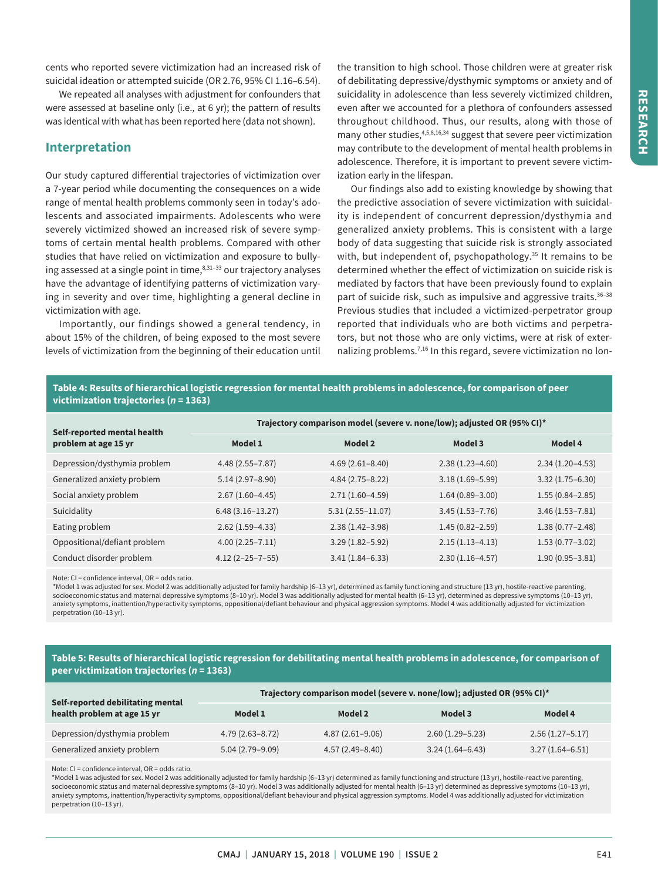cents who reported severe victimization had an increased risk of suicidal ideation or attempted suicide (OR 2.76, 95% CI 1.16–6.54).

We repeated all analyses with adjustment for confounders that were assessed at baseline only (i.e., at 6 yr); the pattern of results was identical with what has been reported here (data not shown).

## Interpretation

Our study captured differential trajectories of victimization over a 7-year period while documenting the consequences on a wide range of mental health problems commonly seen in today's adolescents and associated impairments. Adolescents who were severely victimized showed an increased risk of severe symptoms of certain mental health problems. Compared with other studies that have relied on victimization and exposure to bullying assessed at a single point in time,[8,31–33] our trajectory analyses have the advantage of identifying patterns of victimization varying in severity and over time, highlighting a general decline in victimization with age.

Importantly, our findings showed a general tendency, in about 15% of the children, of being exposed to the most severe levels of victimization from the beginning of their education until the transition to high school. Those children were at greater risk of debilitating depressive/dysthymic symptoms or anxiety and of suicidality in adolescence than less severely victimized children, even after we accounted for a plethora of confounders assessed throughout childhood. Thus, our results, along with those of many other studies,[4,5,8,16,34] suggest that severe peer victimization may contribute to the development of mental health problems in adolescence. Therefore, it is important to prevent severe victimization early in the lifespan.

Our findings also add to existing knowledge by showing that the predictive association of severe victimization with suicidality is independent of concurrent depression/dysthymia and generalized anxiety problems. This is consistent with a large body of data suggesting that suicide risk is strongly associated with, but independent of, psychopathology.[35] It remains to be determined whether the effect of victimization on suicide risk is mediated by factors that have been previously found to explain part of suicide risk, such as impulsive and aggressive traits.[36–38] Previous studies that included a victimized-perpetrator group reported that individuals who are both victims and perpetrators, but not those who are only victims, were at risk of externalizing problems.[7,16] In this regard, severe victimization no lon-

**Table 4: Results of hierarchical logistic regression for mental health problems in adolescence, for comparison of peer victimization trajectories (*n* = 1363)**

| Self-reported mental health problem at age 15 yr | Trajectory comparison model (severe v. none/low); adjusted OR (95% CI)* | | | |
|---|---|---|---|---|
| | Model 1 | Model 2 | Model 3 | Model 4 |
| Depression/dysthymia problem | 4.48 (2.55–7.87) | 4.69 (2.61–8.40) | 2.38 (1.23–4.60) | 2.34 (1.20–4.53) |
| Generalized anxiety problem | 5.14 (2.97–8.90) | 4.84 (2.75–8.22) | 3.18 (1.69–5.99) | 3.32 (1.75–6.30) |
| Social anxiety problem | 2.67 (1.60–4.45) | 2.71 (1.60–4.59) | 1.64 (0.89–3.00) | 1.55 (0.84–2.85) |
| Suicidality | 6.48 (3.16–13.27) | 5.31 (2.55–11.07) | 3.45 (1.53–7.76) | 3.46 (1.53–7.81) |
| Eating problem | 2.62 (1.59–4.33) | 2.38 (1.42–3.98) | 1.45 (0.82–2.59) | 1.38 (0.77–2.48) |
| Oppositional/defiant problem | 4.00 (2.25–7.11) | 3.29 (1.82–5.92) | 2.15 (1.13–4.13) | 1.53 (0.77–3.02) |
| Conduct disorder problem | 4.12 (2–25–7–55) | 3.41 (1.84–6.33) | 2.30 (1.16–4.57) | 1.90 (0.95–3.81) |

Note: CI = confidence interval, OR = odds ratio.
*Model 1 was adjusted for sex. Model 2 was additionally adjusted for family hardship (6–13 yr), determined as family functioning and structure (13 yr), hostile-reactive parenting, socioeconomic status and maternal depressive symptoms (8–10 yr). Model 3 was additionally adjusted for mental health (6–13 yr), determined as depressive symptoms (10–13 yr), anxiety symptoms, inattention/hyperactivity symptoms, oppositional/defiant behaviour and physical aggression symptoms. Model 4 was additionally adjusted for victimization perpetration (10–13 yr).

**Table 5: Results of hierarchical logistic regression for debilitating mental health problems in adolescence, for comparison of peer victimization trajectories (*n* = 1363)**

| Self-reported debilitating mental health problem at age 15 yr | Trajectory comparison model (severe v. none/low); adjusted OR (95% CI)* | | | |
|---|---|---|---|---|
| | Model 1 | Model 2 | Model 3 | Model 4 |
| Depression/dysthymia problem | 4.79 (2.63–8.72) | 4.87 (2.61–9.06) | 2.60 (1.29–5.23) | 2.56 (1.27–5.17) |
| Generalized anxiety problem | 5.04 (2.79–9.09) | 4.57 (2.49–8.40) | 3.24 (1.64–6.43) | 3.27 (1.64–6.51) |

Note: CI = confidence interval, OR = odds ratio.
*Model 1 was adjusted for sex. Model 2 was additionally adjusted for family hardship (6–13 yr) determined as family functioning and structure (13 yr), hostile-reactive parenting, socioeconomic status and maternal depressive symptoms (8–10 yr). Model 3 was additionally adjusted for mental health (6–13 yr) determined as depressive symptoms (10–13 yr), anxiety symptoms, inattention/hyperactivity symptoms, oppositional/defiant behaviour and physical aggression symptoms. Model 4 was additionally adjusted for victimization perpetration (10–13 yr).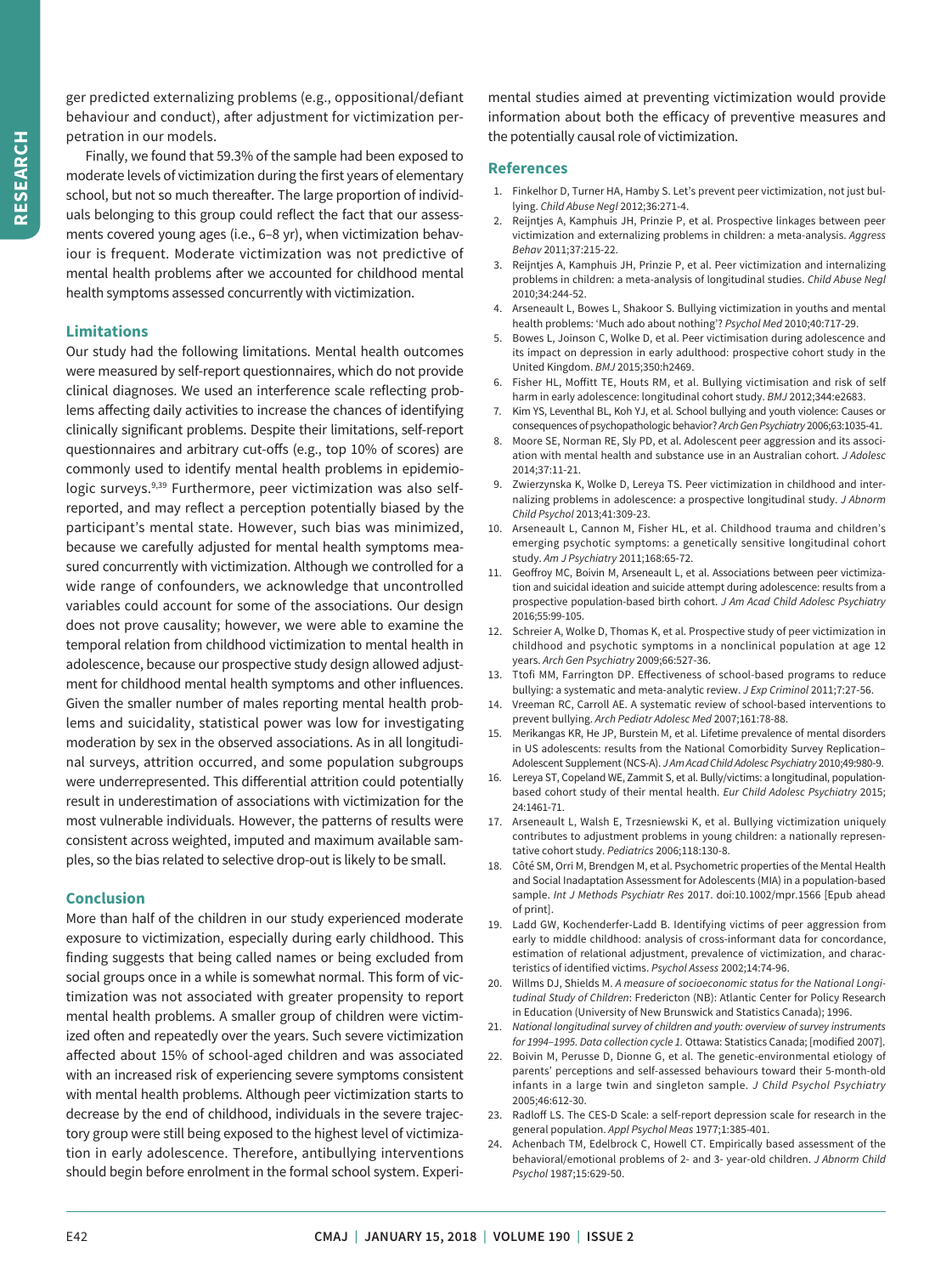ger predicted externalizing problems (e.g., oppositional/defiant behaviour and conduct), after adjustment for victimization perpetration in our models.

Finally, we found that 59.3% of the sample had been exposed to moderate levels of victimization during the first years of elementary school, but not so much thereafter. The large proportion of individuals belonging to this group could reflect the fact that our assessments covered young ages (i.e., 6–8 yr), when victimization behaviour is frequent. Moderate victimization was not predictive of mental health problems after we accounted for childhood mental health symptoms assessed concurrently with victimization.

### Limitations

Our study had the following limitations. Mental health outcomes were measured by self-report questionnaires, which do not provide clinical diagnoses. We used an interference scale reflecting problems affecting daily activities to increase the chances of identifying clinically significant problems. Despite their limitations, self-report questionnaires and arbitrary cut-offs (e.g., top 10% of scores) are commonly used to identify mental health problems in epidemiologic surveys.[9,39] Furthermore, peer victimization was also self-reported, and may reflect a perception potentially biased by the participant's mental state. However, such bias was minimized, because we carefully adjusted for mental health symptoms measured concurrently with victimization. Although we controlled for a wide range of confounders, we acknowledge that uncontrolled variables could account for some of the associations. Our design does not prove causality; however, we were able to examine the temporal relation from childhood victimization to mental health in adolescence, because our prospective study design allowed adjustment for childhood mental health symptoms and other influences. Given the smaller number of males reporting mental health problems and suicidality, statistical power was low for investigating moderation by sex in the observed associations. As in all longitudinal surveys, attrition occurred, and some population subgroups were underrepresented. This differential attrition could potentially result in underestimation of associations with victimization for the most vulnerable individuals. However, the patterns of results were consistent across weighted, imputed and maximum available samples, so the bias related to selective drop-out is likely to be small.

## Conclusion

More than half of the children in our study experienced moderate exposure to victimization, especially during early childhood. This finding suggests that being called names or being excluded from social groups once in a while is somewhat normal. This form of victimization was not associated with greater propensity to report mental health problems. A smaller group of children were victimized often and repeatedly over the years. Such severe victimization affected about 15% of school-aged children and was associated with an increased risk of experiencing severe symptoms consistent with mental health problems. Although peer victimization starts to decrease by the end of childhood, individuals in the severe trajectory group were still being exposed to the highest level of victimization in early adolescence. Therefore, antibullying interventions should begin before enrolment in the formal school system. Experimental studies aimed at preventing victimization would provide information about both the efficacy of preventive measures and the potentially causal role of victimization.

## References

1. Finkelhor D, Turner HA, Hamby S. Let's prevent peer victimization, not just bullying. *Child Abuse Negl* 2012;36:271-4.
2. Reijntjes A, Kamphuis JH, Prinzie P, et al. Prospective linkages between peer victimization and externalizing problems in children: a meta-analysis. *Aggress Behav* 2011;37:215-22.
3. Reijntjes A, Kamphuis JH, Prinzie P, et al. Peer victimization and internalizing problems in children: a meta-analysis of longitudinal studies. *Child Abuse Negl* 2010;34:244-52.
4. Arseneault L, Bowes L, Shakoor S. Bullying victimization in youths and mental health problems: 'Much ado about nothing'? *Psychol Med* 2010;40:717-29.
5. Bowes L, Joinson C, Wolke D, et al. Peer victimisation during adolescence and its impact on depression in early adulthood: prospective cohort study in the United Kingdom. *BMJ* 2015;350:h2469.
6. Fisher HL, Moffitt TE, Houts RM, et al. Bullying victimisation and risk of self harm in early adolescence: longitudinal cohort study. *BMJ* 2012;344:e2683.
7. Kim YS, Leventhal BL, Koh YJ, et al. School bullying and youth violence: Causes or consequences of psychopathologic behavior? *Arch Gen Psychiatry* 2006;63:1035-41.
8. Moore SE, Norman RE, Sly PD, et al. Adolescent peer aggression and its association with mental health and substance use in an Australian cohort. *J Adolesc* 2014;37:11-21.
9. Zwierzynska K, Wolke D, Lereya TS. Peer victimization in childhood and internalizing problems in adolescence: a prospective longitudinal study. *J Abnorm Child Psychol* 2013;41:309-23.
10. Arseneault L, Cannon M, Fisher HL, et al. Childhood trauma and children's emerging psychotic symptoms: a genetically sensitive longitudinal cohort study. *Am J Psychiatry* 2011;168:65-72.
11. Geoffroy MC, Boivin M, Arseneault L, et al. Associations between peer victimization and suicidal ideation and suicide attempt during adolescence: results from a prospective population-based birth cohort. *J Am Acad Child Adolesc Psychiatry* 2016;55:99-105.
12. Schreier A, Wolke D, Thomas K, et al. Prospective study of peer victimization in childhood and psychotic symptoms in a nonclinical population at age 12 years. *Arch Gen Psychiatry* 2009;66:527-36.
13. Ttofi MM, Farrington DP. Effectiveness of school-based programs to reduce bullying: a systematic and meta-analytic review. *J Exp Criminol* 2011;7:27-56.
14. Vreeman RC, Carroll AE. A systematic review of school-based interventions to prevent bullying. *Arch Pediatr Adolesc Med* 2007;161:78-88.
15. Merikangas KR, He JP, Burstein M, et al. Lifetime prevalence of mental disorders in US adolescents: results from the National Comorbidity Survey Replication–Adolescent Supplement (NCS-A). *J Am Acad Child Adolesc Psychiatry* 2010;49:980-9.
16. Lereya ST, Copeland WE, Zammit S, et al. Bully/victims: a longitudinal, population-based cohort study of their mental health. *Eur Child Adolesc Psychiatry* 2015; 24:1461-71.
17. Arseneault L, Walsh E, Trzesniewski K, et al. Bullying victimization uniquely contributes to adjustment problems in young children: a nationally representative cohort study. *Pediatrics* 2006;118:130-8.
18. Côté SM, Orri M, Brendgen M, et al. Psychometric properties of the Mental Health and Social Inadaptation Assessment for Adolescents (MIA) in a population-based sample. *Int J Methods Psychiatr Res* 2017. doi:10.1002/mpr.1566 [Epub ahead of print].
19. Ladd GW, Kochenderfer-Ladd B. Identifying victims of peer aggression from early to middle childhood: analysis of cross-informant data for concordance, estimation of relational adjustment, prevalence of victimization, and characteristics of identified victims. *Psychol Assess* 2002;14:74-96.
20. Willms DJ, Shields M. *A measure of socioeconomic status for the National Longitudinal Study of Children*: Fredericton (NB): Atlantic Center for Policy Research in Education (University of New Brunswick and Statistics Canada); 1996.
21. *National longitudinal survey of children and youth: overview of survey instruments for 1994–1995. Data collection cycle 1.* Ottawa: Statistics Canada; [modified 2007].
22. Boivin M, Perusse D, Dionne G, et al. The genetic-environmental etiology of parents' perceptions and self-assessed behaviours toward their 5-month-old infants in a large twin and singleton sample. *J Child Psychol Psychiatry* 2005;46:612-30.
23. Radloff LS. The CES-D Scale: a self-report depression scale for research in the general population. *Appl Psychol Meas* 1977;1:385-401.
24. Achenbach TM, Edelbrock C, Howell CT. Empirically based assessment of the behavioral/emotional problems of 2- and 3- year-old children. *J Abnorm Child Psychol* 1987;15:629-50.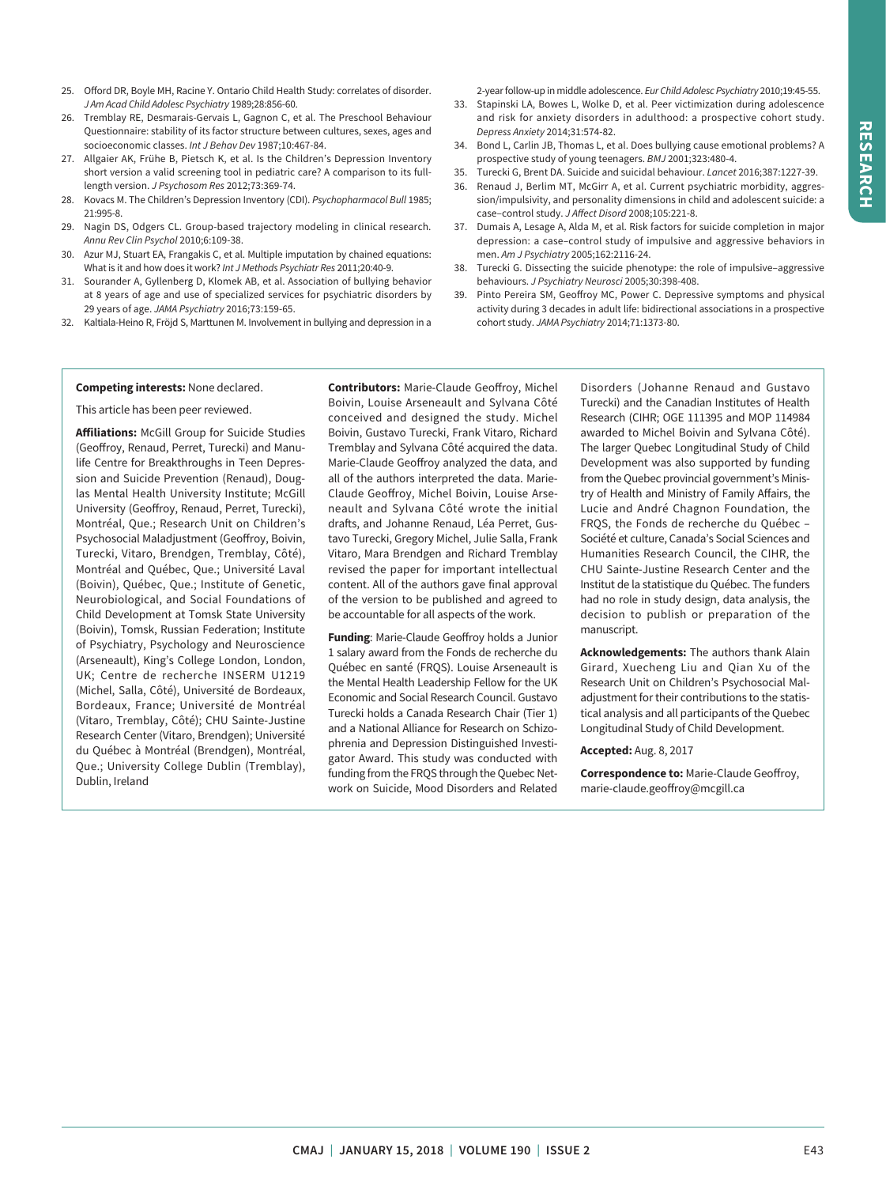25. Offord DR, Boyle MH, Racine Y. Ontario Child Health Study: correlates of disorder. *J Am Acad Child Adolesc Psychiatry* 1989;28:856-60.
26. Tremblay RE, Desmarais-Gervais L, Gagnon C, et al. The Preschool Behaviour Questionnaire: stability of its factor structure between cultures, sexes, ages and socioeconomic classes. *Int J Behav Dev* 1987;10:467-84.
27. Allgaier AK, Frühe B, Pietsch K, et al. Is the Children's Depression Inventory short version a valid screening tool in pediatric care? A comparison to its full-length version. *J Psychosom Res* 2012;73:369-74.
28. Kovacs M. The Children's Depression Inventory (CDI). *Psychopharmacol Bull* 1985; 21:995-8.
29. Nagin DS, Odgers CL. Group-based trajectory modeling in clinical research. *Annu Rev Clin Psychol* 2010;6:109-38.
30. Azur MJ, Stuart EA, Frangakis C, et al. Multiple imputation by chained equations: What is it and how does it work? *Int J Methods Psychiatr Res* 2011;20:40-9.
31. Sourander A, Gyllenberg D, Klomek AB, et al. Association of bullying behavior at 8 years of age and use of specialized services for psychiatric disorders by 29 years of age. *JAMA Psychiatry* 2016;73:159-65.
32. Kaltiala-Heino R, Fröjd S, Marttunen M. Involvement in bullying and depression in a 2-year follow-up in middle adolescence. *Eur Child Adolesc Psychiatry* 2010;19:45-55.
33. Stapinski LA, Bowes L, Wolke D, et al. Peer victimization during adolescence and risk for anxiety disorders in adulthood: a prospective cohort study. *Depress Anxiety* 2014;31:574-82.
34. Bond L, Carlin JB, Thomas L, et al. Does bullying cause emotional problems? A prospective study of young teenagers. *BMJ* 2001;323:480-4.
35. Turecki G, Brent DA. Suicide and suicidal behaviour. *Lancet* 2016;387:1227-39.
36. Renaud J, Berlim MT, McGirr A, et al. Current psychiatric morbidity, aggression/impulsivity, and personality dimensions in child and adolescent suicide: a case–control study. *J Affect Disord* 2008;105:221-8.
37. Dumais A, Lesage A, Alda M, et al. Risk factors for suicide completion in major depression: a case–control study of impulsive and aggressive behaviors in men. *Am J Psychiatry* 2005;162:2116-24.
38. Turecki G. Dissecting the suicide phenotype: the role of impulsive–aggressive behaviours. *J Psychiatry Neurosci* 2005;30:398-408.
39. Pinto Pereira SM, Geoffroy MC, Power C. Depressive symptoms and physical activity during 3 decades in adult life: bidirectional associations in a prospective cohort study. *JAMA Psychiatry* 2014;71:1373-80.

**Competing interests:** None declared.

This article has been peer reviewed.

**Affiliations:** McGill Group for Suicide Studies (Geoffroy, Renaud, Perret, Turecki) and Manulife Centre for Breakthroughs in Teen Depression and Suicide Prevention (Renaud), Douglas Mental Health University Institute; McGill University (Geoffroy, Renaud, Perret, Turecki), Montréal, Que.; Research Unit on Children's Psychosocial Maladjustment (Geoffroy, Boivin, Turecki, Vitaro, Brendgen, Tremblay, Côté), Montréal and Québec, Que.; Université Laval (Boivin), Québec, Que.; Institute of Genetic, Neurobiological, and Social Foundations of Child Development at Tomsk State University (Boivin), Tomsk, Russian Federation; Institute of Psychiatry, Psychology and Neuroscience (Arseneault), King's College London, London, UK; Centre de recherche INSERM U1219 (Michel, Salla, Côté), Université de Bordeaux, Bordeaux, France; Université de Montréal (Vitaro, Tremblay, Côté); CHU Sainte-Justine Research Center (Vitaro, Brendgen); Université du Québec à Montréal (Brendgen), Montréal, Que.; University College Dublin (Tremblay), Dublin, Ireland

**Contributors:** Marie-Claude Geoffroy, Michel Boivin, Louise Arseneault and Sylvana Côté conceived and designed the study. Michel Boivin, Gustavo Turecki, Frank Vitaro, Richard Tremblay and Sylvana Côté acquired the data. Marie-Claude Geoffroy analyzed the data, and all of the authors interpreted the data. Marie-Claude Geoffroy, Michel Boivin, Louise Arseneault and Sylvana Côté wrote the initial drafts, and Johanne Renaud, Léa Perret, Gustavo Turecki, Gregory Michel, Julie Salla, Frank Vitaro, Mara Brendgen and Richard Tremblay revised the paper for important intellectual content. All of the authors gave final approval of the version to be published and agreed to be accountable for all aspects of the work.

**Funding**: Marie-Claude Geoffroy holds a Junior 1 salary award from the Fonds de recherche du Québec en santé (FRQS). Louise Arseneault is the Mental Health Leadership Fellow for the UK Economic and Social Research Council. Gustavo Turecki holds a Canada Research Chair (Tier 1) and a National Alliance for Research on Schizophrenia and Depression Distinguished Investigator Award. This study was conducted with funding from the FRQS through the Quebec Network on Suicide, Mood Disorders and Related Disorders (Johanne Renaud and Gustavo Turecki) and the Canadian Institutes of Health Research (CIHR; OGE 111395 and MOP 114984 awarded to Michel Boivin and Sylvana Côté). The larger Quebec Longitudinal Study of Child Development was also supported by funding from the Quebec provincial government's Ministry of Health and Ministry of Family Affairs, the Lucie and André Chagnon Foundation, the FRQS, the Fonds de recherche du Québec – Société et culture, Canada's Social Sciences and Humanities Research Council, the CIHR, the CHU Sainte-Justine Research Center and the Institut de la statistique du Québec. The funders had no role in study design, data analysis, the decision to publish or preparation of the manuscript.

**Acknowledgements:** The authors thank Alain Girard, Xuecheng Liu and Qian Xu of the Research Unit on Children's Psychosocial Maladjustment for their contributions to the statistical analysis and all participants of the Quebec Longitudinal Study of Child Development.

**Accepted:** Aug. 8, 2017

**Correspondence to:** Marie-Claude Geoffroy, marie-claude.geoffroy@mcgill.ca